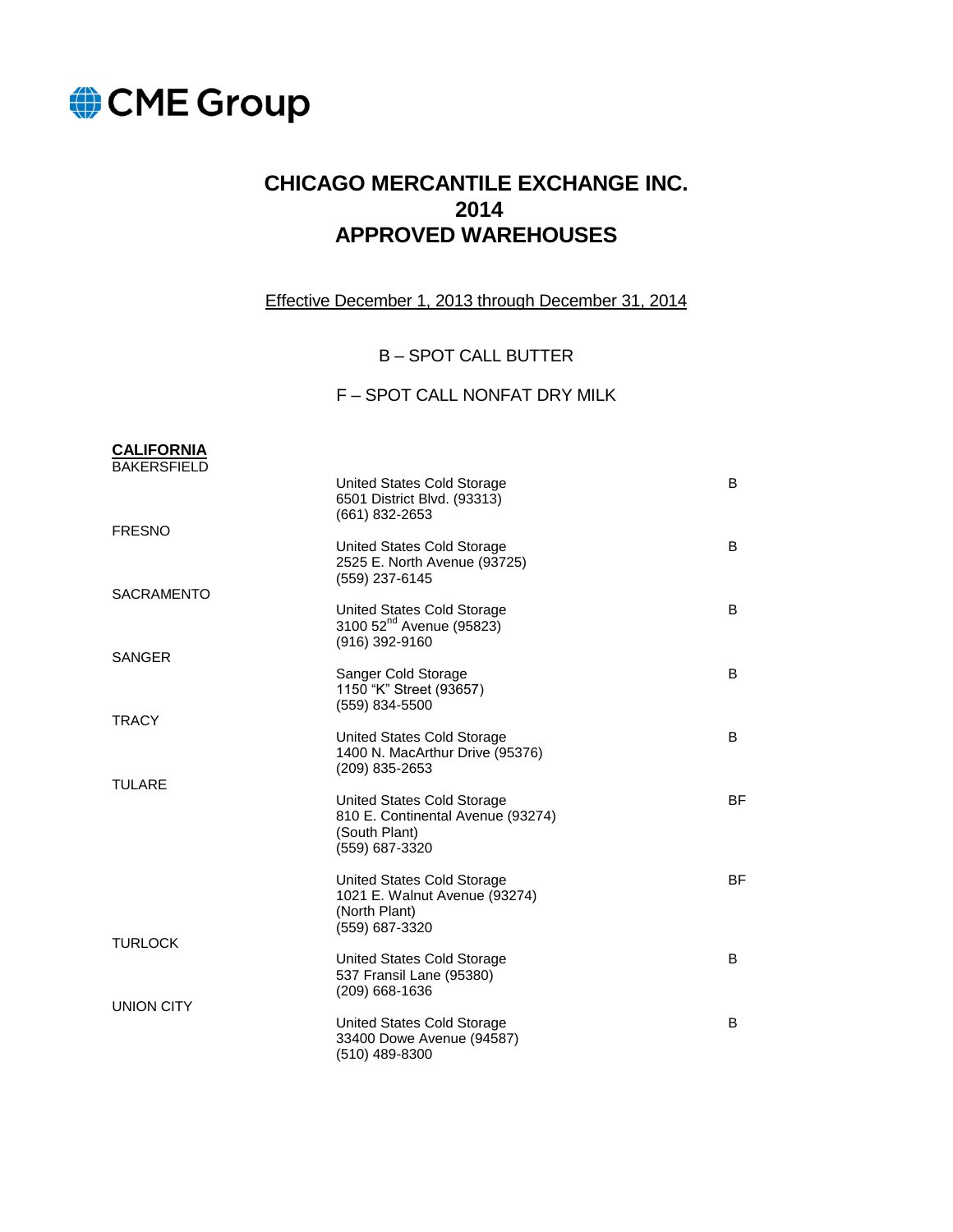CME Group

# CHICAGO MERCANTILE EXCHANGE INC.
# 2014
# APPROVED WAREHOUSES

Effective December 1, 2013 through December 31, 2014

B – SPOT CALL BUTTER

F – SPOT CALL NONFAT DRY MILK

## CALIFORNIA

| Location | Warehouse | Code |
|---|---|---|
| BAKERSFIELD | United States Cold Storage<br>6501 District Blvd. (93313)<br>(661) 832-2653 | B |
| FRESNO | United States Cold Storage<br>2525 E. North Avenue (93725)<br>(559) 237-6145 | B |
| SACRAMENTO | United States Cold Storage<br>3100 52nd Avenue (95823)<br>(916) 392-9160 | B |
| SANGER | Sanger Cold Storage<br>1150 "K" Street (93657)<br>(559) 834-5500 | B |
| TRACY | United States Cold Storage<br>1400 N. MacArthur Drive (95376)<br>(209) 835-2653 | B |
| TULARE | United States Cold Storage<br>810 E. Continental Avenue (93274)<br>(South Plant)<br>(559) 687-3320 | BF |
| | United States Cold Storage<br>1021 E. Walnut Avenue (93274)<br>(North Plant)<br>(559) 687-3320 | BF |
| TURLOCK | United States Cold Storage<br>537 Fransil Lane (95380)<br>(209) 668-1636 | B |
| UNION CITY | United States Cold Storage<br>33400 Dowe Avenue (94587)<br>(510) 489-8300 | B |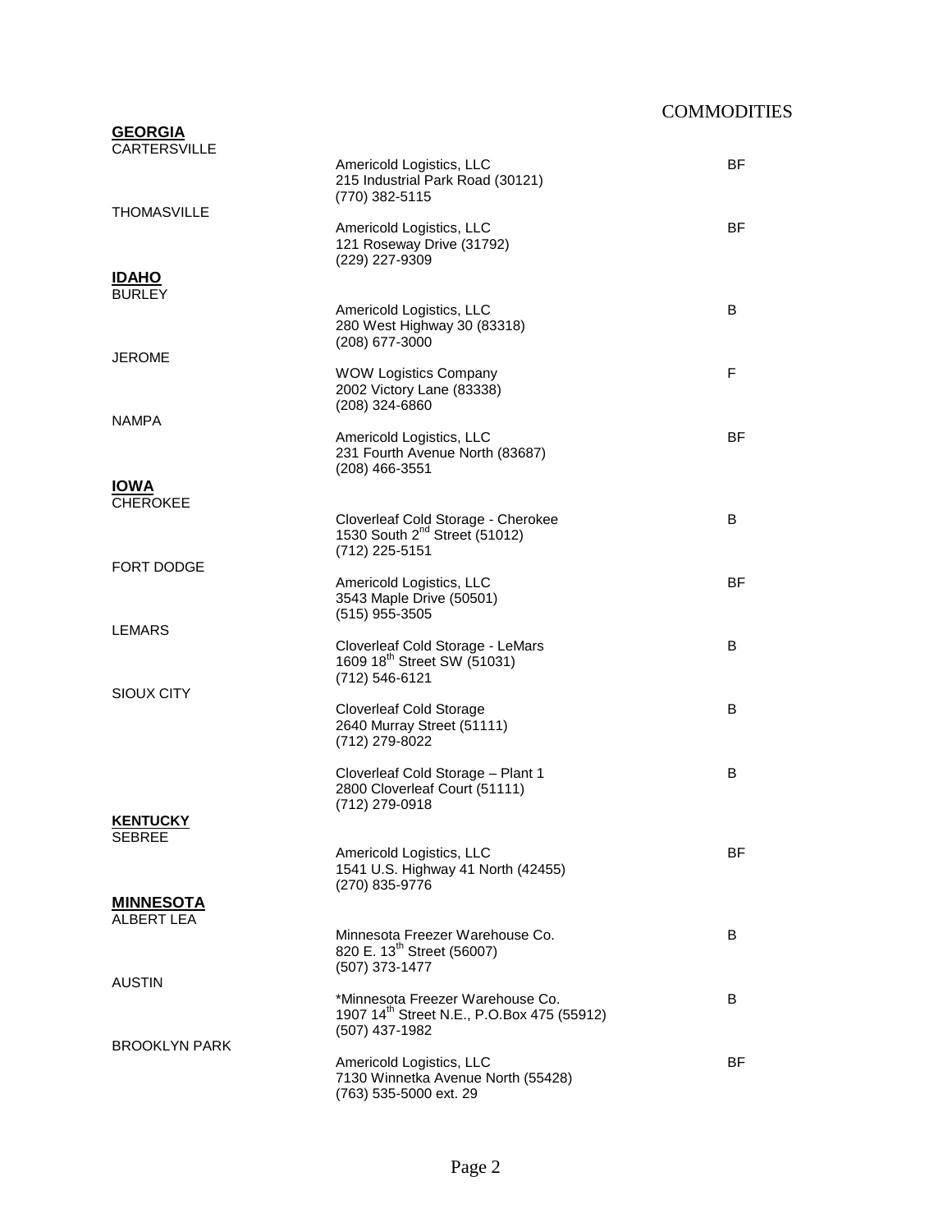COMMODITIES

## GEORGIA

CARTERSVILLE

| | | |
|---|---|---|
| CARTERSVILLE | Americold Logistics, LLC<br>215 Industrial Park Road (30121)<br>(770) 382-5115 | BF |
| THOMASVILLE | Americold Logistics, LLC<br>121 Roseway Drive (31792)<br>(229) 227-9309 | BF |

## IDAHO

| | | |
|---|---|---|
| BURLEY | Americold Logistics, LLC<br>280 West Highway 30 (83318)<br>(208) 677-3000 | B |
| JEROME | WOW Logistics Company<br>2002 Victory Lane (83338)<br>(208) 324-6860 | F |
| NAMPA | Americold Logistics, LLC<br>231 Fourth Avenue North (83687)<br>(208) 466-3551 | BF |

## IOWA

| | | |
|---|---|---|
| CHEROKEE | Cloverleaf Cold Storage - Cherokee<br>1530 South 2nd Street (51012)<br>(712) 225-5151 | B |
| FORT DODGE | Americold Logistics, LLC<br>3543 Maple Drive (50501)<br>(515) 955-3505 | BF |
| LEMARS | Cloverleaf Cold Storage - LeMars<br>1609 18th Street SW (51031)<br>(712) 546-6121 | B |
| SIOUX CITY | Cloverleaf Cold Storage<br>2640 Murray Street (51111)<br>(712) 279-8022 | B |
| | Cloverleaf Cold Storage – Plant 1<br>2800 Cloverleaf Court (51111)<br>(712) 279-0918 | B |

## KENTUCKY

| | | |
|---|---|---|
| SEBREE | Americold Logistics, LLC<br>1541 U.S. Highway 41 North (42455)<br>(270) 835-9776 | BF |

## MINNESOTA

| | | |
|---|---|---|
| ALBERT LEA | Minnesota Freezer Warehouse Co.<br>820 E. 13th Street (56007)<br>(507) 373-1477 | B |
| AUSTIN | *Minnesota Freezer Warehouse Co.<br>1907 14th Street N.E., P.O.Box 475 (55912)<br>(507) 437-1982 | B |
| BROOKLYN PARK | Americold Logistics, LLC<br>7130 Winnetka Avenue North (55428)<br>(763) 535-5000 ext. 29 | BF |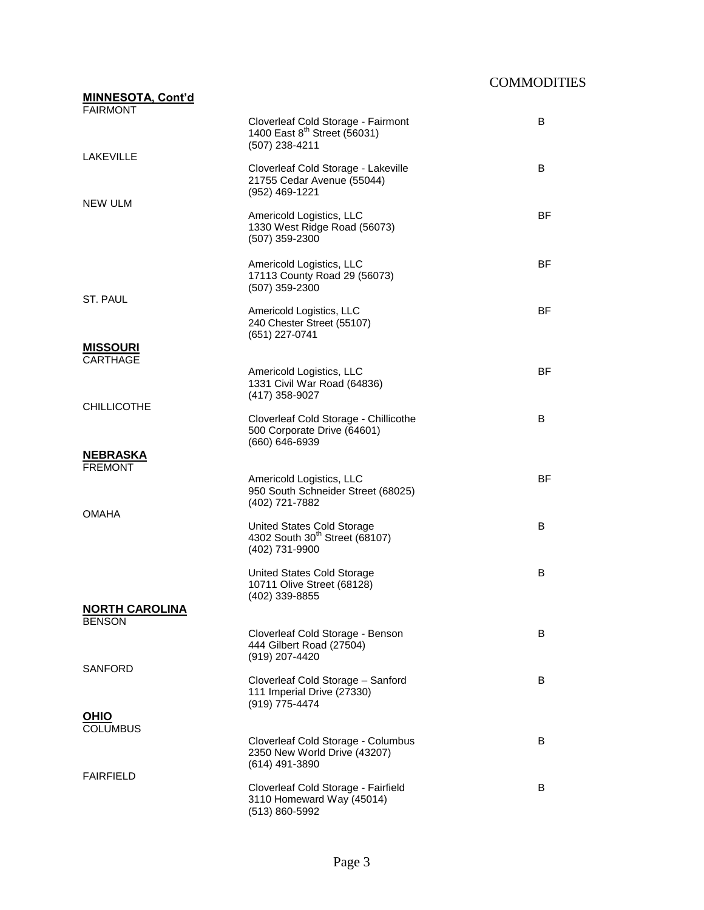COMMODITIES

**MINNESOTA, Cont'd**

FAIRMONT

Cloverleaf Cold Storage - Fairmont
1400 East 8th Street (56031)
(507) 238-4211 — B

LAKEVILLE

Cloverleaf Cold Storage - Lakeville
21755 Cedar Avenue (55044)
(952) 469-1221 — B

NEW ULM

Americold Logistics, LLC
1330 West Ridge Road (56073)
(507) 359-2300 — BF

Americold Logistics, LLC
17113 County Road 29 (56073)
(507) 359-2300 — BF

ST. PAUL

Americold Logistics, LLC
240 Chester Street (55107)
(651) 227-0741 — BF

**MISSOURI**

CARTHAGE

Americold Logistics, LLC
1331 Civil War Road (64836)
(417) 358-9027 — BF

CHILLICOTHE

Cloverleaf Cold Storage - Chillicothe
500 Corporate Drive (64601)
(660) 646-6939 — B

**NEBRASKA**

FREMONT

Americold Logistics, LLC
950 South Schneider Street (68025)
(402) 721-7882 — BF

OMAHA

United States Cold Storage
4302 South 30th Street (68107)
(402) 731-9900 — B

United States Cold Storage
10711 Olive Street (68128)
(402) 339-8855 — B

**NORTH CAROLINA**

BENSON

Cloverleaf Cold Storage - Benson
444 Gilbert Road (27504)
(919) 207-4420 — B

SANFORD

Cloverleaf Cold Storage – Sanford
111 Imperial Drive (27330)
(919) 775-4474 — B

**OHIO**

COLUMBUS

Cloverleaf Cold Storage - Columbus
2350 New World Drive (43207)
(614) 491-3890 — B

FAIRFIELD

Cloverleaf Cold Storage - Fairfield
3110 Homeward Way (45014)
(513) 860-5992 — B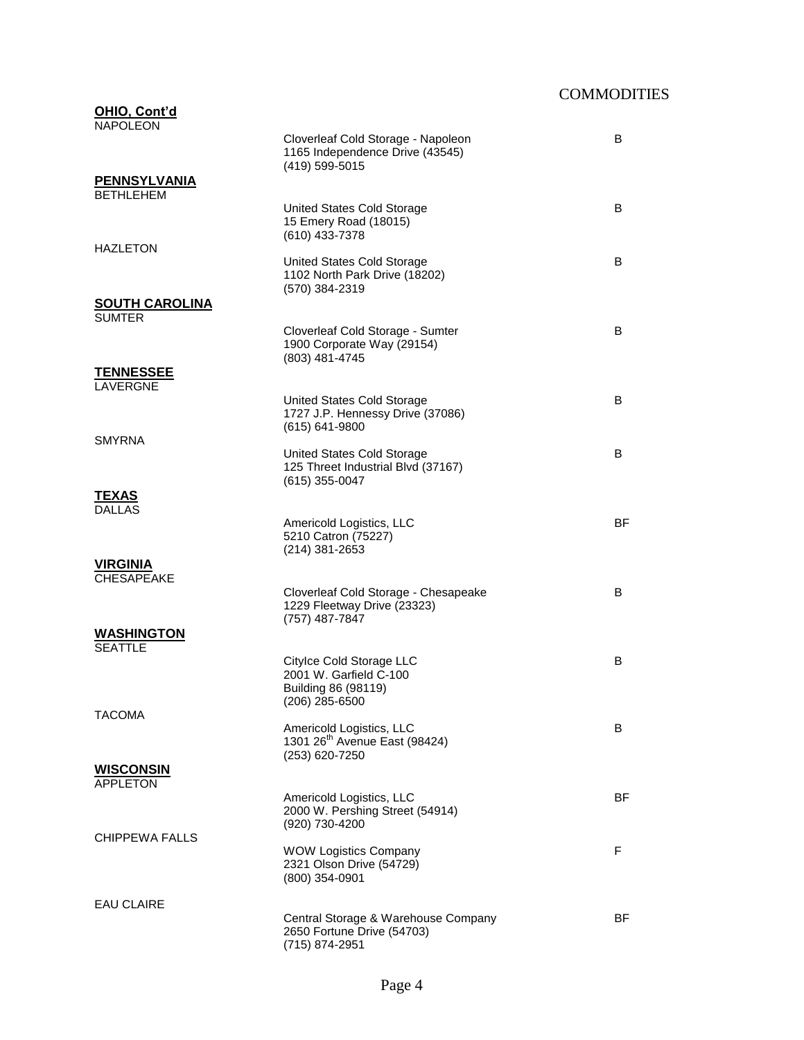COMMODITIES

**OHIO, Cont'd**

NAPOLEON

Cloverleaf Cold Storage - Napoleon
1165 Independence Drive (43545)
(419) 599-5015 — B

**PENNSYLVANIA**

BETHLEHEM

United States Cold Storage
15 Emery Road (18015)
(610) 433-7378 — B

HAZLETON

United States Cold Storage
1102 North Park Drive (18202)
(570) 384-2319 — B

**SOUTH CAROLINA**

SUMTER

Cloverleaf Cold Storage - Sumter
1900 Corporate Way (29154)
(803) 481-4745 — B

**TENNESSEE**

LAVERGNE

United States Cold Storage
1727 J.P. Hennessy Drive (37086)
(615) 641-9800 — B

SMYRNA

United States Cold Storage
125 Threet Industrial Blvd (37167)
(615) 355-0047 — B

**TEXAS**

DALLAS

Americold Logistics, LLC
5210 Catron (75227)
(214) 381-2653 — BF

**VIRGINIA**

CHESAPEAKE

Cloverleaf Cold Storage - Chesapeake
1229 Fleetway Drive (23323)
(757) 487-7847 — B

**WASHINGTON**

SEATTLE

CityIce Cold Storage LLC
2001 W. Garfield C-100
Building 86 (98119)
(206) 285-6500 — B

TACOMA

Americold Logistics, LLC
1301 26th Avenue East (98424)
(253) 620-7250 — B

**WISCONSIN**

APPLETON

Americold Logistics, LLC
2000 W. Pershing Street (54914)
(920) 730-4200 — BF

CHIPPEWA FALLS

WOW Logistics Company
2321 Olson Drive (54729)
(800) 354-0901 — F

EAU CLAIRE

Central Storage & Warehouse Company
2650 Fortune Drive (54703)
(715) 874-2951 — BF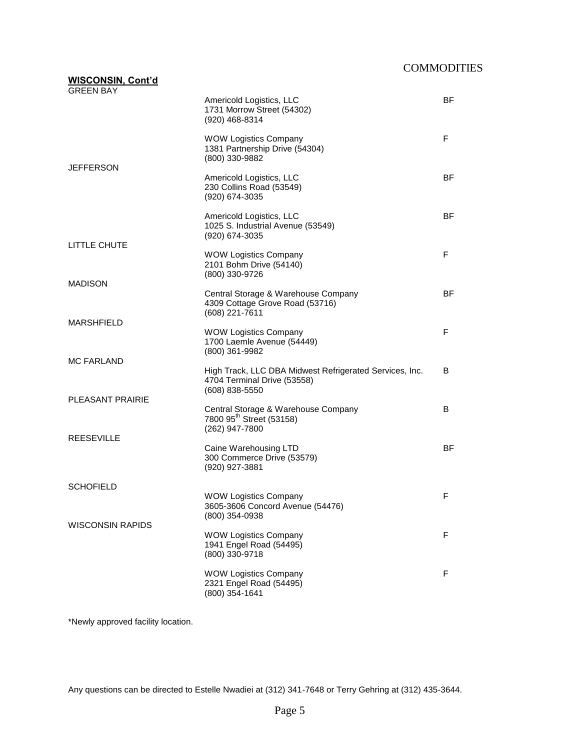**WISCONSIN, Cont'd**

| | | COMMODITIES |
|---|---|---|
| GREEN BAY | Americold Logistics, LLC<br>1731 Morrow Street (54302)<br>(920) 468-8314 | BF |
| | WOW Logistics Company<br>1381 Partnership Drive (54304)<br>(800) 330-9882 | F |
| JEFFERSON | Americold Logistics, LLC<br>230 Collins Road (53549)<br>(920) 674-3035 | BF |
| | Americold Logistics, LLC<br>1025 S. Industrial Avenue (53549)<br>(920) 674-3035 | BF |
| LITTLE CHUTE | WOW Logistics Company<br>2101 Bohm Drive (54140)<br>(800) 330-9726 | F |
| MADISON | Central Storage & Warehouse Company<br>4309 Cottage Grove Road (53716)<br>(608) 221-7611 | BF |
| MARSHFIELD | WOW Logistics Company<br>1700 Laemle Avenue (54449)<br>(800) 361-9982 | F |
| MC FARLAND | High Track, LLC DBA Midwest Refrigerated Services, Inc.<br>4704 Terminal Drive (53558)<br>(608) 838-5550 | B |
| PLEASANT PRAIRIE | Central Storage & Warehouse Company<br>7800 95th Street (53158)<br>(262) 947-7800 | B |
| REESEVILLE | Caine Warehousing LTD<br>300 Commerce Drive (53579)<br>(920) 927-3881 | BF |
| SCHOFIELD | WOW Logistics Company<br>3605-3606 Concord Avenue (54476)<br>(800) 354-0938 | F |
| WISCONSIN RAPIDS | WOW Logistics Company<br>1941 Engel Road (54495)<br>(800) 330-9718 | F |
| | WOW Logistics Company<br>2321 Engel Road (54495)<br>(800) 354-1641 | F |

*Newly approved facility location.

Any questions can be directed to Estelle Nwadiei at (312) 341-7648 or Terry Gehring at (312) 435-3644.